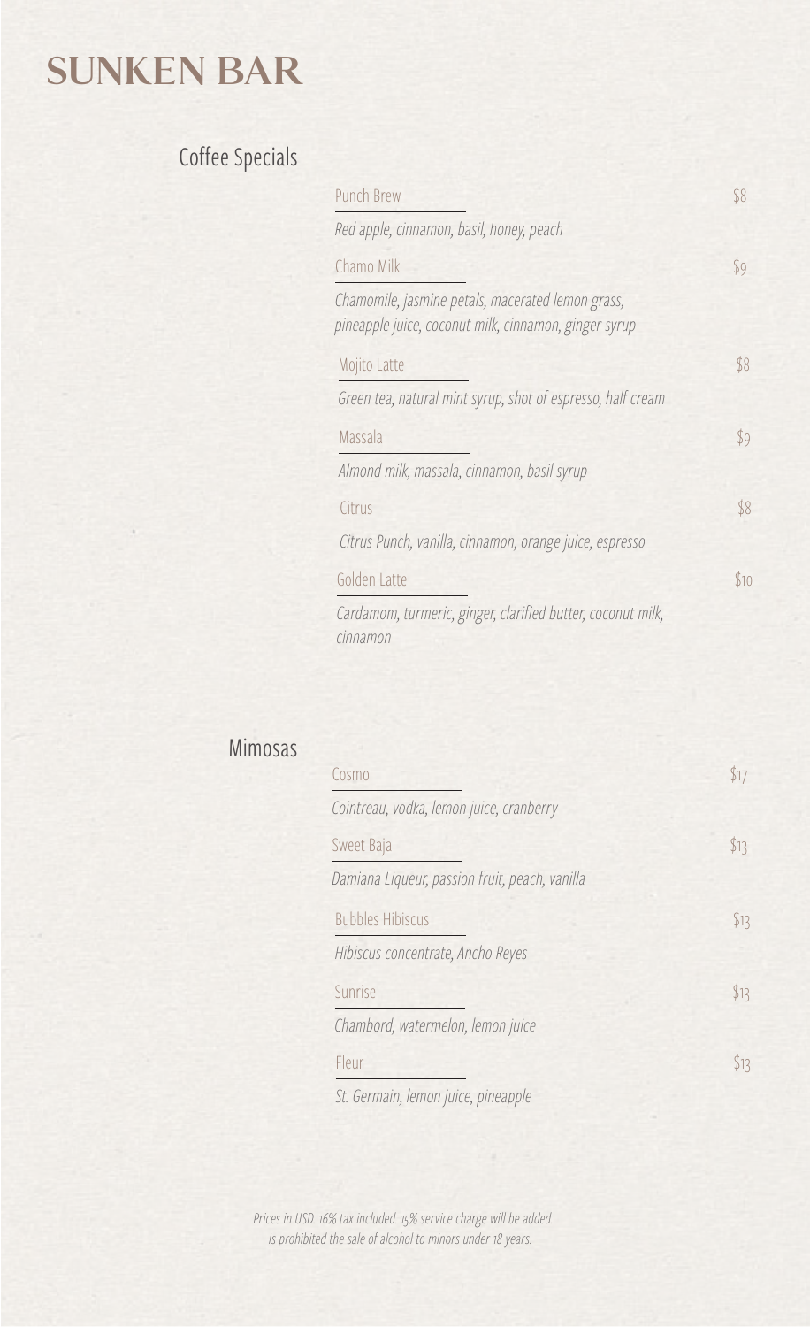# SUNKEN BAR

## Coffee Specials

**Punch Brew** — $8

*Red apple, cinnamon, basil, honey, peach*

**Chamo Milk** — $9

*Chamomile, jasmine petals, macerated lemon grass, pineapple juice, coconut milk, cinnamon, ginger syrup*

**Mojito Latte** — $8

*Green tea, natural mint syrup, shot of espresso, half cream*

**Massala** — $9

*Almond milk, massala, cinnamon, basil syrup*

**Citrus** — $8

*Citrus Punch, vanilla, cinnamon, orange juice, espresso*

**Golden Latte** — $10

*Cardamom, turmeric, ginger, clarified butter, coconut milk, cinnamon*

## Mimosas

**Cosmo** — $17

*Cointreau, vodka, lemon juice, cranberry*

**Sweet Baja** — $13

*Damiana Liqueur, passion fruit, peach, vanilla*

**Bubbles Hibiscus** — $13

*Hibiscus concentrate, Ancho Reyes*

**Sunrise** — $13

*Chambord, watermelon, lemon juice*

**Fleur** — $13

*St. Germain, lemon juice, pineapple*

*Prices in USD. 16% tax included. 15% service charge will be added.*
*Is prohibited the sale of alcohol to minors under 18 years.*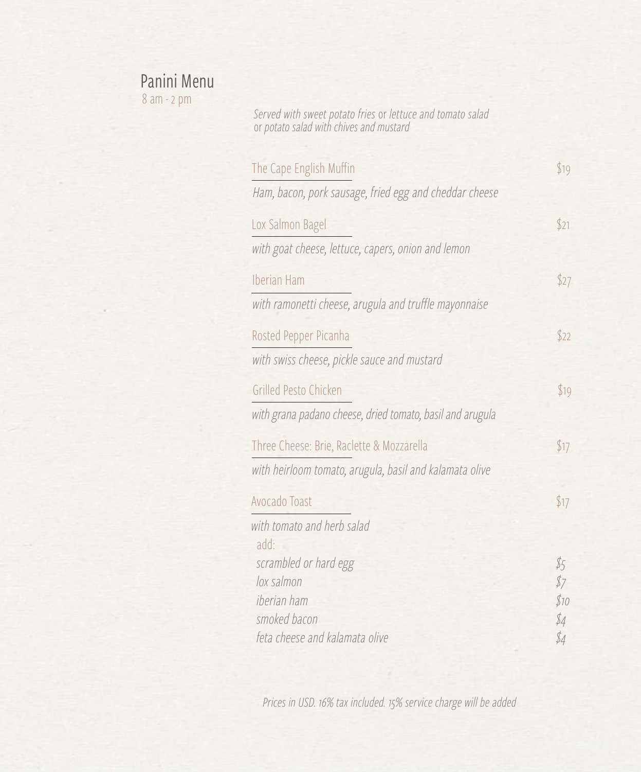# Panini Menu

8 am - 2 pm

*Served with sweet potato fries* or *lettuce and tomato salad* or *potato salad with chives and mustard*

## The Cape English Muffin — $19

*Ham, bacon, pork sausage, fried egg and cheddar cheese*

## Lox Salmon Bagel — $21

*with goat cheese, lettuce, capers, onion and lemon*

## Iberian Ham — $27

*with ramonetti cheese, arugula and truffle mayonnaise*

## Rosted Pepper Picanha — $22

*with swiss cheese, pickle sauce and mustard*

## Grilled Pesto Chicken — $19

*with grana padano cheese, dried tomato, basil and arugula*

## Three Cheese: Brie, Raclette & Mozzarella — $17

*with heirloom tomato, arugula, basil and kalamata olive*

## Avocado Toast — $17

*with tomato and herb salad*

add:

| | |
|---|---|
| *scrambled or hard egg* | *$5* |
| *lox salmon* | *$7* |
| *iberian ham* | *$10* |
| *smoked bacon* | *$4* |
| *feta cheese and kalamata olive* | *$4* |

*Prices in USD. 16% tax included. 15% service charge will be added*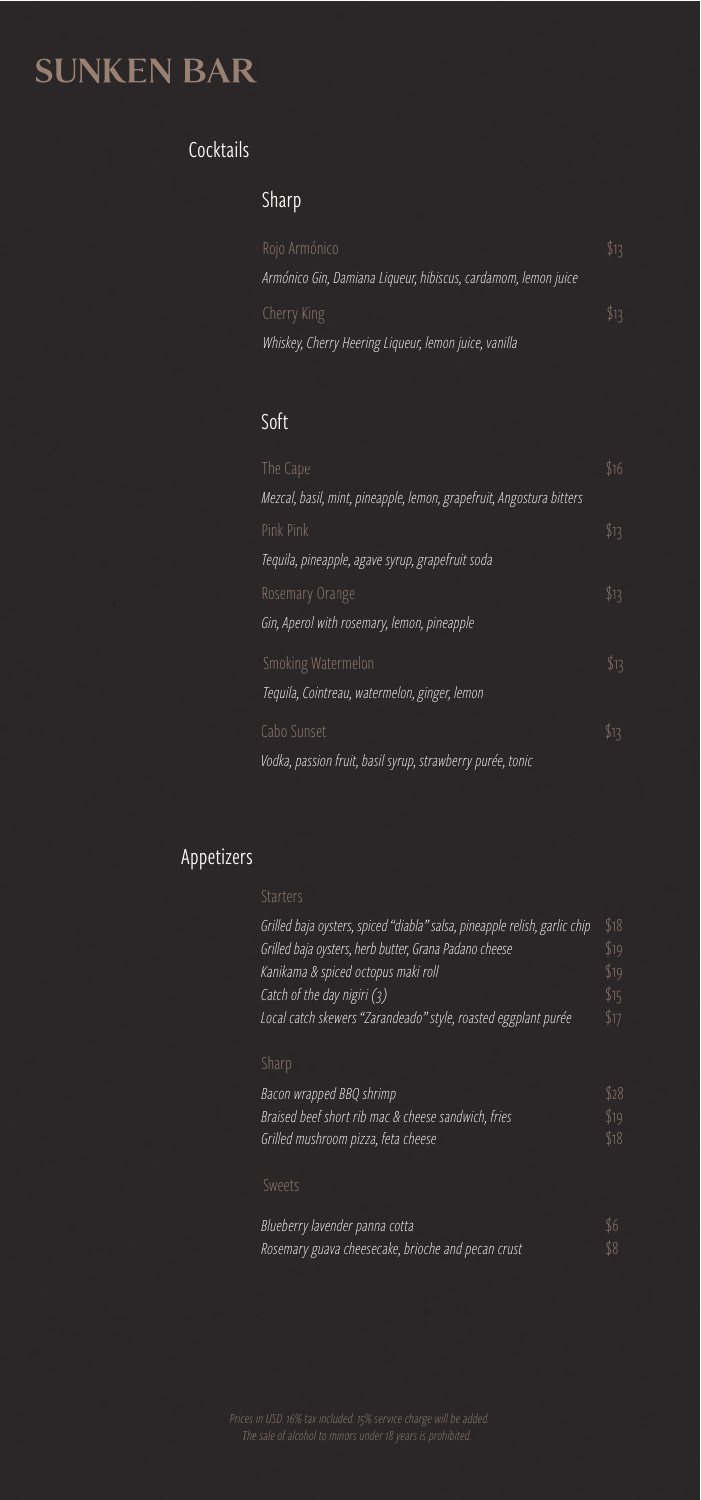# SUNKEN BAR

## Cocktails

### Sharp

Rojo Armónico $13

*Armónico Gin, Damiana Liqueur, hibiscus, cardamom, lemon juice*

Cherry King $13

*Whiskey, Cherry Heering Liqueur, lemon juice, vanilla*

### Soft

The Cape $16

*Mezcal, basil, mint, pineapple, lemon, grapefruit, Angostura bitters*

Pink Pink $13

*Tequila, pineapple, agave syrup, grapefruit soda*

Rosemary Orange $13

*Gin, Aperol with rosemary, lemon, pineapple*

Smoking Watermelon $13

*Tequila, Cointreau, watermelon, ginger, lemon*

Cabo Sunset $13

*Vodka, passion fruit, basil syrup, strawberry purée, tonic*

## Appetizers

### Starters

*Grilled baja oysters, spiced "diabla" salsa, pineapple relish, garlic chip* $18

*Grilled baja oysters, herb butter, Grana Padano cheese* $19

*Kanikama & spiced octopus maki roll* $19

*Catch of the day nigiri (3)* $15

*Local catch skewers "Zarandeado" style, roasted eggplant purée* $17

### Sharp

*Bacon wrapped BBQ shrimp* $28

*Braised beef short rib mac & cheese sandwich, fries* $19

*Grilled mushroom pizza, feta cheese* $18

### Sweets

*Blueberry lavender panna cotta* $6

*Rosemary guava cheesecake, brioche and pecan crust* $8

*Prices in USD. 16% tax included. 15% service charge will be added.*
*The sale of alcohol to minors under 18 years is prohibited.*